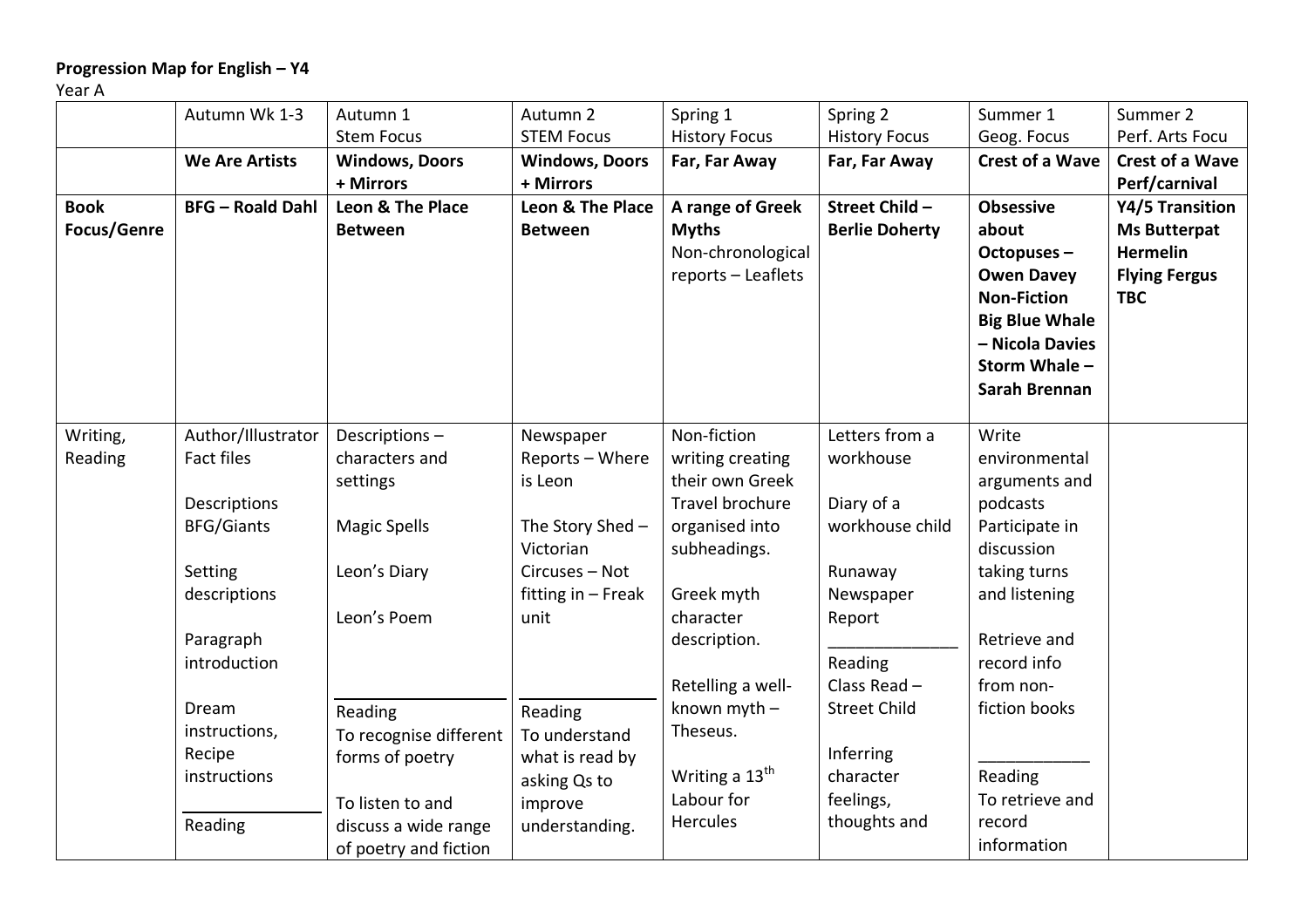**Progression Map for English – Y4**

Year A

| | Autumn Wk 1-3 | Autumn 1<br>Stem Focus | Autumn 2<br>STEM Focus | Spring 1<br>History Focus | Spring 2<br>History Focus | Summer 1<br>Geog. Focus | Summer 2<br>Perf. Arts Focu |
|---|---|---|---|---|---|---|---|
| | **We Are Artists** | **Windows, Doors + Mirrors** | **Windows, Doors + Mirrors** | **Far, Far Away** | **Far, Far Away** | **Crest of a Wave** | **Crest of a Wave Perf/carnival** |
| **Book Focus/Genre** | **BFG – Roald Dahl** | **Leon & The Place Between** | **Leon & The Place Between** | **A range of Greek Myths**<br>Non-chronological reports – Leaflets | **Street Child – Berlie Doherty** | **Obsessive about Octopuses – Owen Davey Non-Fiction**<br>**Big Blue Whale – Nicola Davies**<br>**Storm Whale – Sarah Brennan** | **Y4/5 Transition Ms Butterpat Hermelin Flying Fergus TBC** |
| Writing, Reading | Author/Illustrator Fact files<br><br>Descriptions BFG/Giants<br><br>Setting descriptions<br><br>Paragraph introduction<br><br>Dream instructions, Recipe instructions<br><br>Reading | Descriptions – characters and settings<br><br>Magic Spells<br><br>Leon's Diary<br><br>Leon's Poem<br><br>Reading<br>To recognise different forms of poetry<br><br>To listen to and discuss a wide range of poetry and fiction | Newspaper Reports – Where is Leon<br><br>The Story Shed – Victorian Circuses – Not fitting in – Freak unit<br><br>Reading<br>To understand what is read by asking Qs to improve understanding. | Non-fiction writing creating their own Greek Travel brochure organised into subheadings.<br><br>Greek myth character description.<br><br>Retelling a well-known myth – Theseus.<br><br>Writing a 13th Labour for Hercules | Letters from a workhouse<br><br>Diary of a workhouse child<br><br>Runaway Newspaper Report<br><br>Reading<br>Class Read – Street Child<br><br>Inferring character feelings, thoughts and | Write environmental arguments and podcasts<br>Participate in discussion taking turns and listening<br><br>Retrieve and record info from non-fiction books<br><br>Reading<br>To retrieve and record information | |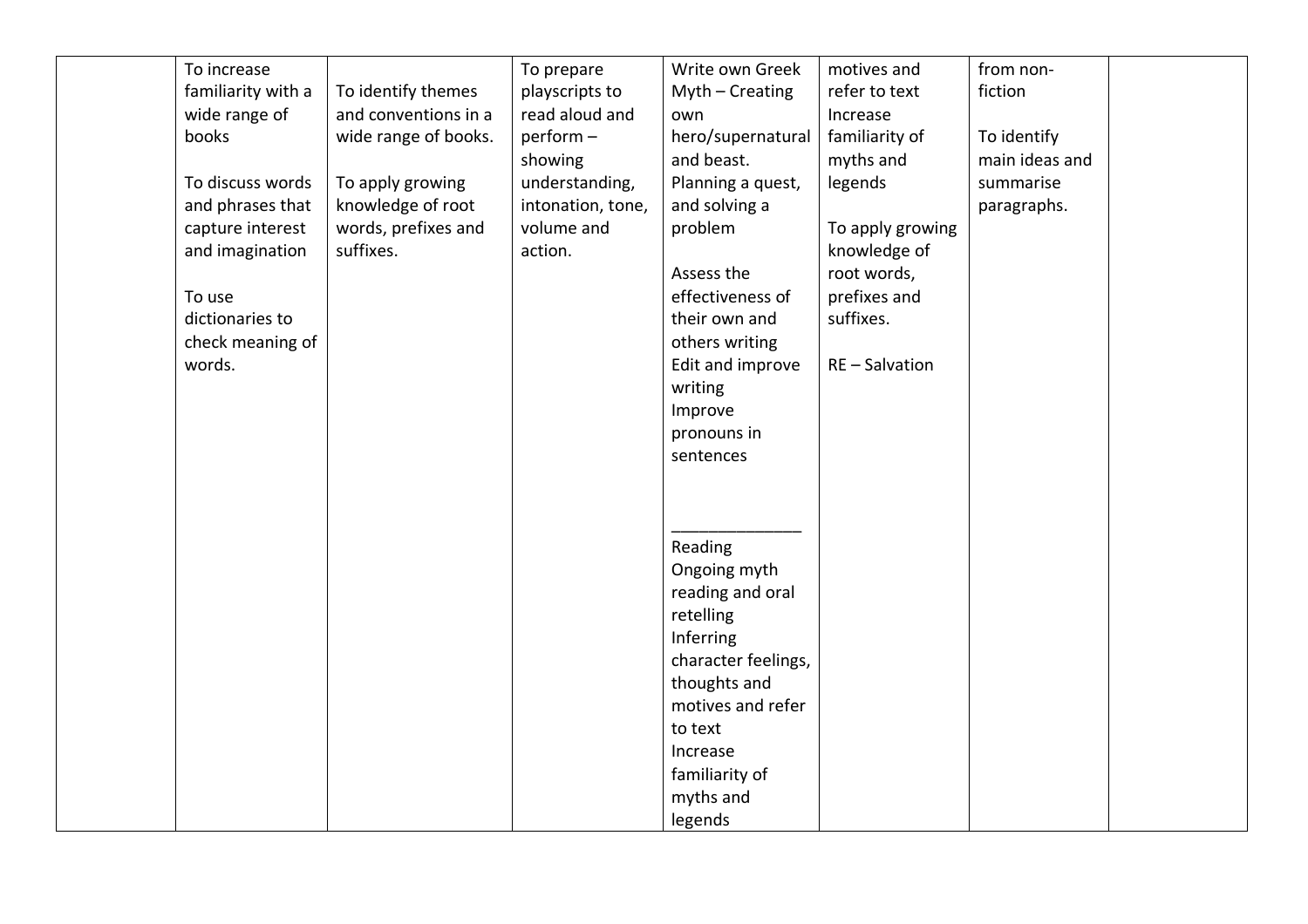| | | | | | | | |
|---|---|---|---|---|---|---|---|
| | To increase familiarity with a wide range of books<br><br>To discuss words and phrases that capture interest and imagination<br><br>To use dictionaries to check meaning of words. | To identify themes and conventions in a wide range of books.<br><br>To apply growing knowledge of root words, prefixes and suffixes. | To prepare playscripts to read aloud and perform – showing understanding, intonation, tone, volume and action. | Write own Greek Myth – Creating own hero/supernatural and beast. Planning a quest, and solving a problem<br><br>Assess the effectiveness of their own and others writing<br>Edit and improve writing<br>Improve pronouns in sentences<br><br>_______________<br>Reading<br>Ongoing myth reading and oral retelling<br>Inferring character feelings, thoughts and motives and refer to text<br>Increase familiarity of myths and legends | motives and refer to text<br>Increase familiarity of myths and legends<br><br>To apply growing knowledge of root words, prefixes and suffixes.<br><br>RE – Salvation | from non-fiction<br><br>To identify main ideas and summarise paragraphs. | |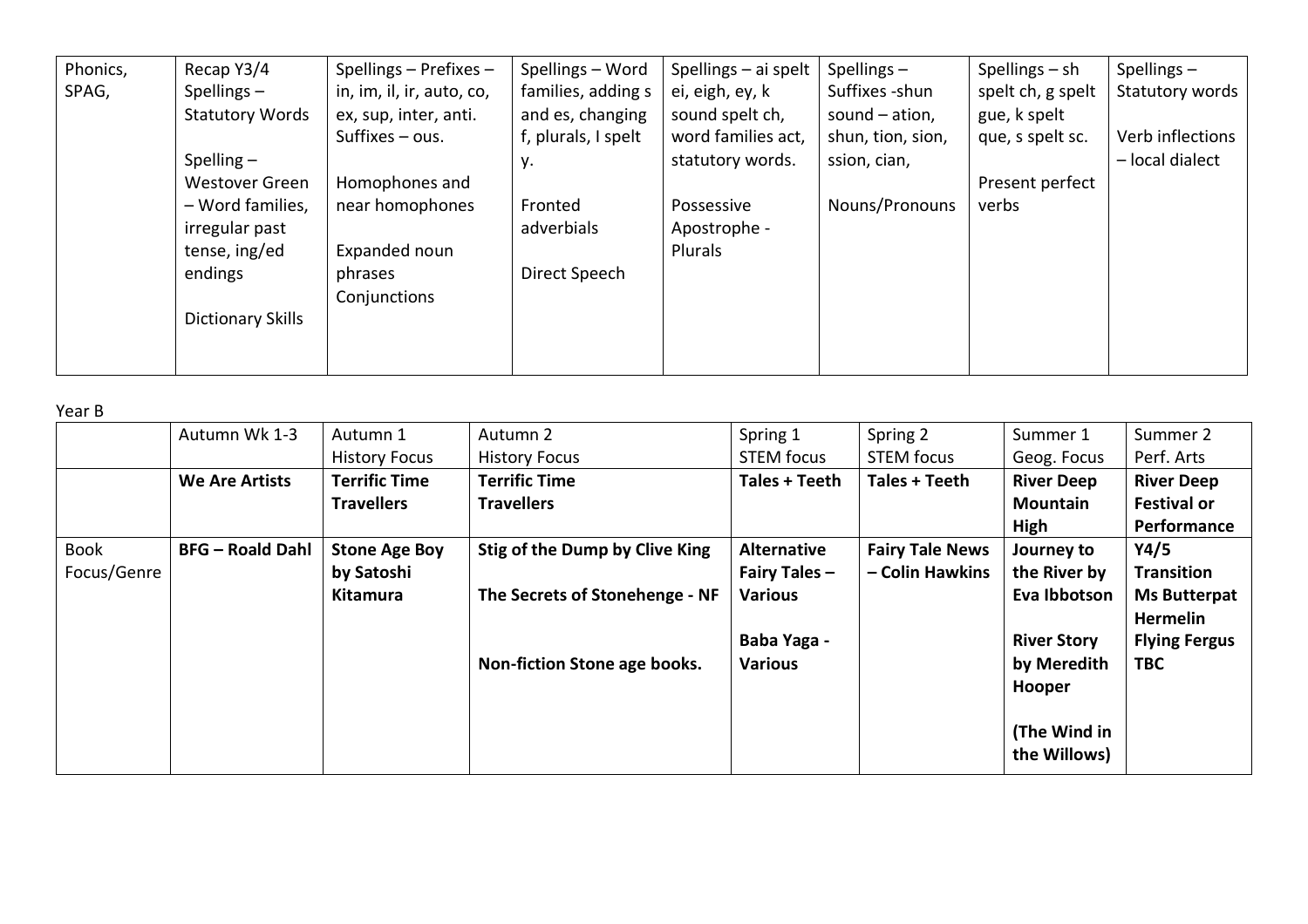| Phonics, SPAG, | Recap Y3/4 Spellings – Statutory Words<br><br>Spelling – Westover Green – Word families, irregular past tense, ing/ed endings<br><br>Dictionary Skills | Spellings – Prefixes – in, im, il, ir, auto, co, ex, sup, inter, anti. Suffixes – ous.<br><br>Homophones and near homophones<br><br>Expanded noun phrases Conjunctions | Spellings – Word families, adding s and es, changing f, plurals, I spelt y.<br><br>Fronted adverbials<br><br>Direct Speech | Spellings – ai spelt ei, eigh, ey, k sound spelt ch, word families act, statutory words.<br><br>Possessive Apostrophe - Plurals | Spellings – Suffixes -shun sound – ation, shun, tion, sion, ssion, cian,<br><br>Nouns/Pronouns | Spellings – sh spelt ch, g spelt gue, k spelt que, s spelt sc.<br><br>Present perfect verbs | Spellings – Statutory words<br><br>Verb inflections – local dialect |
|---|---|---|---|---|---|---|---|

Year B

| | Autumn Wk 1-3 | Autumn 1 History Focus | Autumn 2 History Focus | Spring 1 STEM focus | Spring 2 STEM focus | Summer 1 Geog. Focus | Summer 2 Perf. Arts |
|---|---|---|---|---|---|---|---|
| | **We Are Artists** | **Terrific Time Travellers** | **Terrific Time Travellers** | **Tales + Teeth** | **Tales + Teeth** | **River Deep Mountain High** | **River Deep Festival or Performance** |
| Book Focus/Genre | **BFG – Roald Dahl** | **Stone Age Boy by Satoshi Kitamura** | **Stig of the Dump by Clive King**<br><br>**The Secrets of Stonehenge - NF**<br><br>**Non-fiction Stone age books.** | **Alternative Fairy Tales – Various**<br><br>**Baba Yaga - Various** | **Fairy Tale News – Colin Hawkins** | **Journey to the River by Eva Ibbotson**<br><br>**River Story by Meredith Hooper**<br><br>**(The Wind in the Willows)** | **Y4/5 Transition Ms Butterpat Hermelin Flying Fergus TBC** |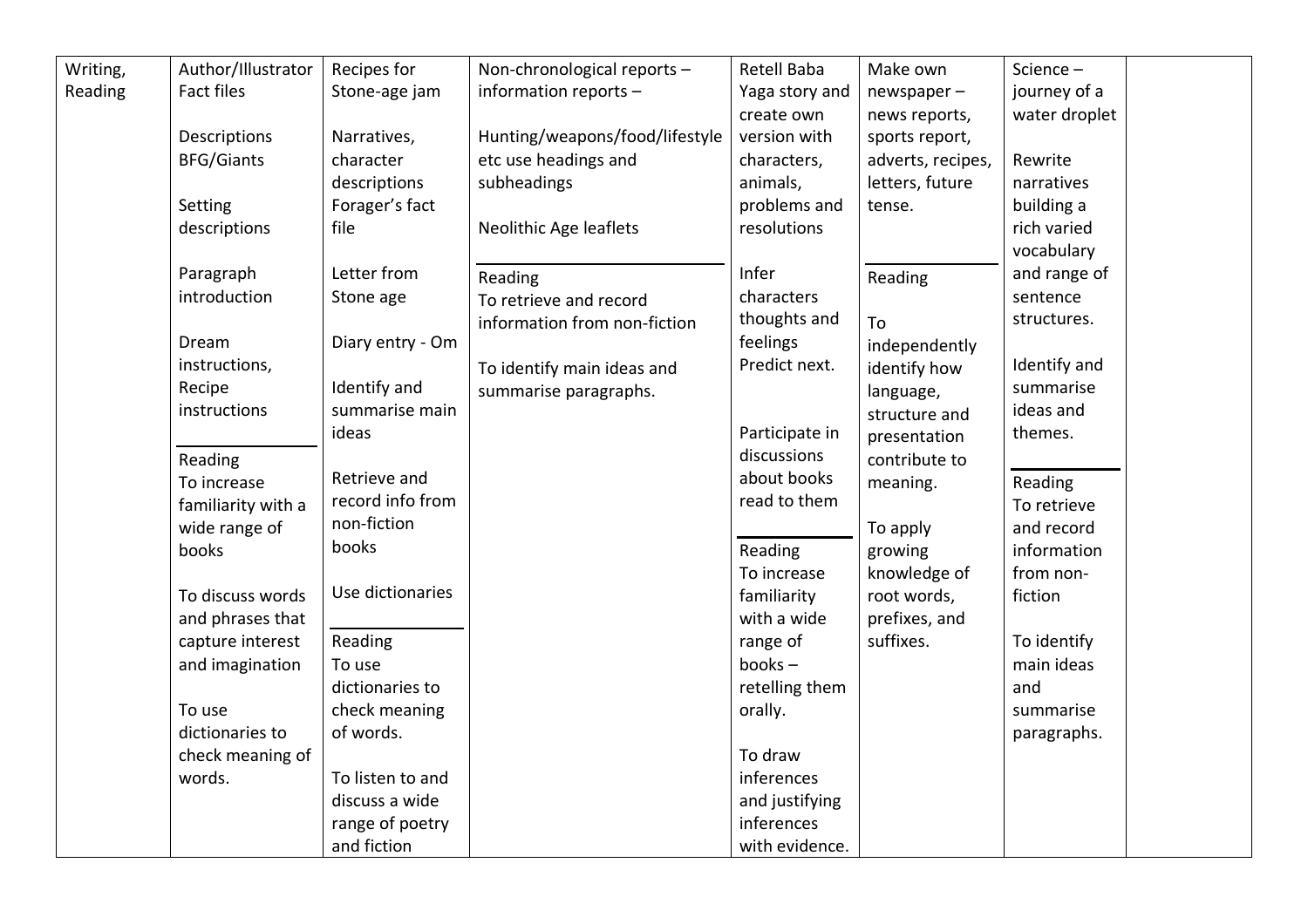| Writing, Reading | Author/Illustrator Fact files<br><br>Descriptions BFG/Giants<br><br>Setting descriptions<br><br>Paragraph introduction<br><br>Dream instructions, Recipe instructions<br><br>Reading<br>To increase familiarity with a wide range of books<br><br>To discuss words and phrases that capture interest and imagination<br><br>To use dictionaries to check meaning of words. | Recipes for Stone-age jam<br><br>Narratives, character descriptions Forager's fact file<br><br>Letter from Stone age<br><br>Diary entry - Om<br><br>Identify and summarise main ideas<br><br>Retrieve and record info from non-fiction books<br><br>Use dictionaries<br><br>Reading<br>To use dictionaries to check meaning of words.<br><br>To listen to and discuss a wide range of poetry and fiction | Non-chronological reports – information reports –<br><br>Hunting/weapons/food/lifestyle etc use headings and subheadings<br><br>Neolithic Age leaflets<br><br>Reading<br>To retrieve and record information from non-fiction<br><br>To identify main ideas and summarise paragraphs. | Retell Baba Yaga story and create own version with characters, animals, problems and resolutions<br><br>Infer characters thoughts and feelings Predict next.<br><br>Participate in discussions about books read to them<br><br>Reading<br>To increase familiarity with a wide range of books – retelling them orally.<br><br>To draw inferences and justifying inferences with evidence. | Make own newspaper – news reports, sports report, adverts, recipes, letters, future tense.<br><br>Reading<br><br>To independently identify how language, structure and presentation contribute to meaning.<br><br>To apply growing knowledge of root words, prefixes, and suffixes. | Science – journey of a water droplet<br><br>Rewrite narratives building a rich varied vocabulary and range of sentence structures.<br><br>Identify and summarise ideas and themes.<br><br>Reading<br>To retrieve and record information from non-fiction<br><br>To identify main ideas and summarise paragraphs. | |
|---|---|---|---|---|---|---|---|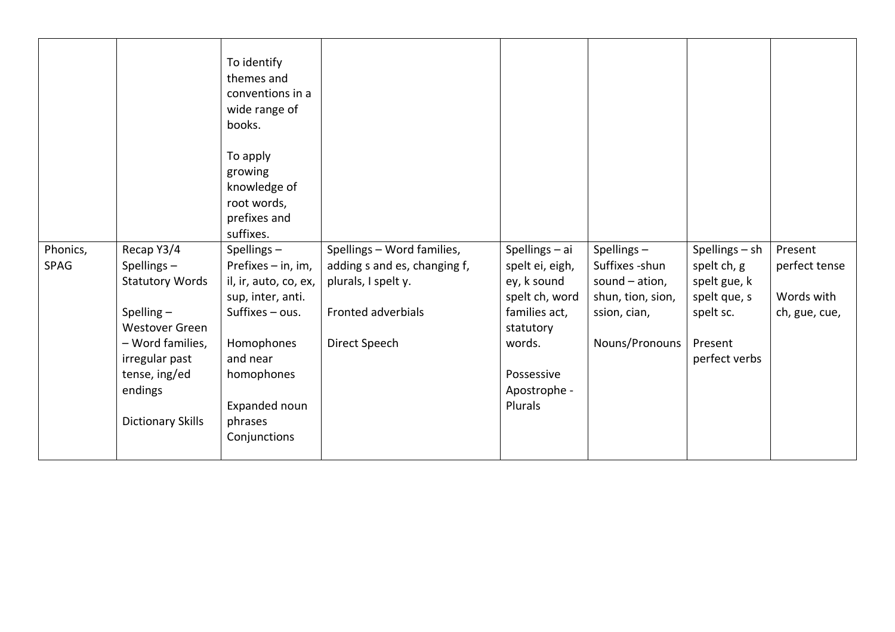| | | | | | | | |
|---|---|---|---|---|---|---|---|
| | | To identify themes and conventions in a wide range of books.<br><br>To apply growing knowledge of root words, prefixes and suffixes. | | | | | |
| Phonics, SPAG | Recap Y3/4 Spellings – Statutory Words<br><br>Spelling – Westover Green – Word families, irregular past tense, ing/ed endings<br><br>Dictionary Skills | Spellings – Prefixes – in, im, il, ir, auto, co, ex, sup, inter, anti. Suffixes – ous.<br><br>Homophones and near homophones<br><br>Expanded noun phrases Conjunctions | Spellings – Word families, adding s and es, changing f, plurals, I spelt y.<br><br>Fronted adverbials<br><br>Direct Speech | Spellings – ai spelt ei, eigh, ey, k sound spelt ch, word families act, statutory words.<br><br>Possessive Apostrophe - Plurals | Spellings – Suffixes -shun sound – ation, shun, tion, sion, ssion, cian,<br><br>Nouns/Pronouns | Spellings – sh spelt ch, g spelt gue, k spelt que, s spelt sc.<br><br>Present perfect verbs | Present perfect tense<br><br>Words with ch, gue, cue, |